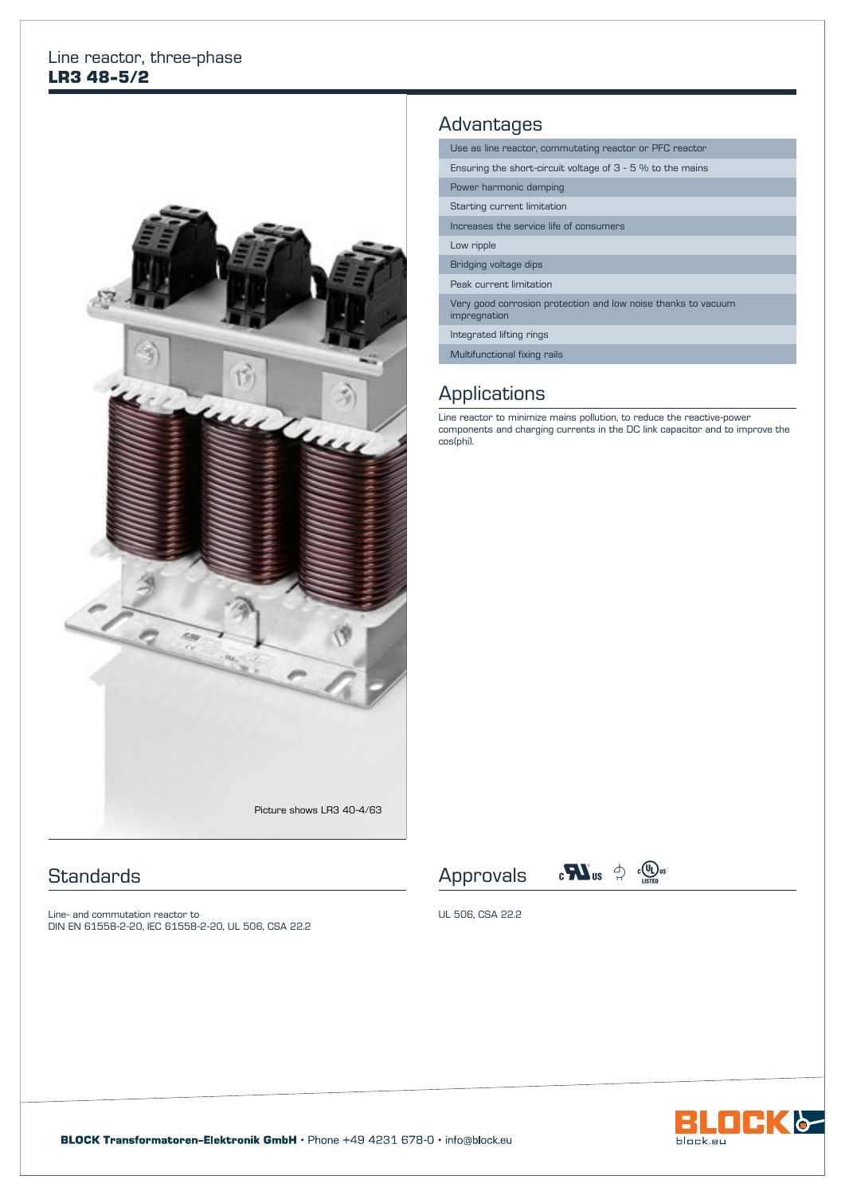Line reactor, three-phase

# LR3 48-5/2

Picture shows LR3 40-4/63

## Advantages

- Use as line reactor, commutating reactor or PFC reactor
- Ensuring the short-circuit voltage of 3 - 5 % to the mains
- Power harmonic damping
- Starting current limitation
- Increases the service life of consumers
- Low ripple
- Bridging voltage dips
- Peak current limitation
- Very good corrosion protection and low noise thanks to vacuum impregnation
- Integrated lifting rings
- Multifunctional fixing rails

## Applications

Line reactor to minimize mains pollution, to reduce the reactive-power components and charging currents in the DC link capacitor and to improve the cos(phi).

## Standards

Line- and commutation reactor to
DIN EN 61558-2-20, IEC 61558-2-20, UL 506, CSA 22.2

## Approvals

UL 506, CSA 22.2

**BLOCK Transformatoren-Elektronik GmbH** • Phone +49 4231 678-0 • info@block.eu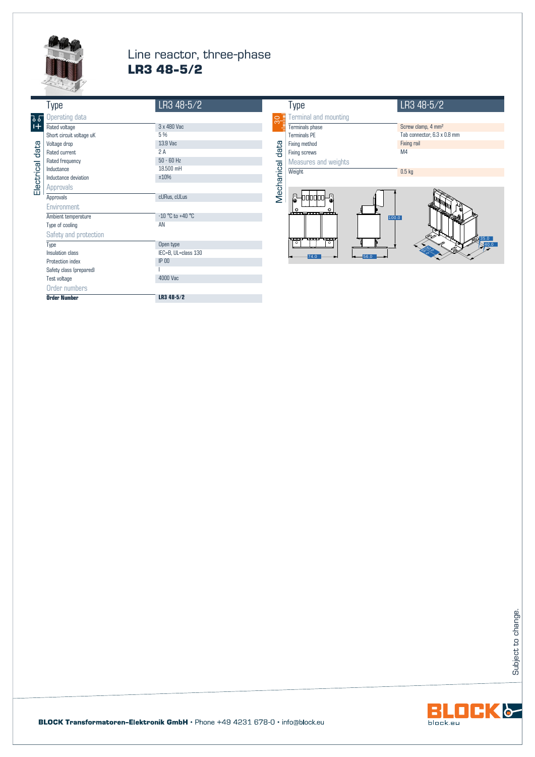# Line reactor, three-phase
## LR3 48-5/2

## Electrical data

| Type | LR3 48-5/2 |
|---|---|
| **Operating data** | |
| Rated voltage | 3 x 480 Vac |
| Short circuit voltage uK | 5 % |
| Voltage drop | 13.9 Vac |
| Rated current | 2 A |
| Rated frequency | 50 - 60 Hz |
| Inductance | 18.500 mH |
| Inductance deviation | ±10% |
| **Approvals** | |
| Approvals | cURus, cULus |
| **Environment** | |
| Ambient temperature | -10 °C to +40 °C |
| Type of cooling | AN |
| **Safety and protection** | |
| Type | Open type |
| Insulation class | IEC=B, UL=class 130 |
| Protection index | IP 00 |
| Safety class (prepared) | I |
| Test voltage | 4000 Vac |
| **Order numbers** | |
| **Order Number** | **LR3 48-5/2** |

## Mechanical data

| Type | LR3 48-5/2 |
|---|---|
| **Terminal and mounting** | |
| Terminals phase | Screw clamp, 4 mm² |
| Terminals PE | Tab connector, 6.3 x 0.8 mm |
| Fixing method | Fixing rail |
| Fixing screws | M4 |
| **Measures and weights** | |
| Weight | 0.5 kg |

100.0
74.0
56.0
35.0
40.0

Subject to change.

**BLOCK Transformatoren-Elektronik GmbH** • Phone +49 4231 678-0 • info@block.eu